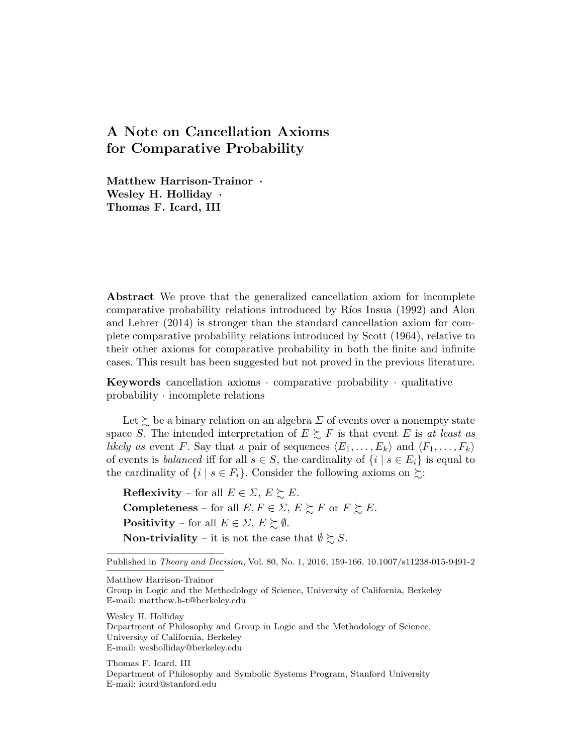# A Note on Cancellation Axioms for Comparative Probability

**Matthew Harrison-Trainor · Wesley H. Holliday · Thomas F. Icard, III**

**Abstract** We prove that the generalized cancellation axiom for incomplete comparative probability relations introduced by Ríos Insua (1992) and Alon and Lehrer (2014) is stronger than the standard cancellation axiom for complete comparative probability relations introduced by Scott (1964), relative to their other axioms for comparative probability in both the finite and infinite cases. This result has been suggested but not proved in the previous literature.

**Keywords** cancellation axioms · comparative probability · qualitative probability · incomplete relations

Let $\succsim$ be a binary relation on an algebra $\Sigma$ of events over a nonempty state space $S$. The intended interpretation of $E \succsim F$ is that event $E$ is *at least as likely as* event $F$. Say that a pair of sequences $\langle E_1, \dots, E_k \rangle$ and $\langle F_1, \dots, F_k \rangle$ of events is *balanced* iff for all $s \in S$, the cardinality of $\{i \mid s \in E_i\}$ is equal to the cardinality of $\{i \mid s \in F_i\}$. Consider the following axioms on $\succsim$:

**Reflexivity** – for all $E \in \Sigma$, $E \succsim E$.

**Completeness** – for all $E, F \in \Sigma$, $E \succsim F$ or $F \succsim E$.

**Positivity** – for all $E \in \Sigma$, $E \succsim \emptyset$.

**Non-triviality** – it is not the case that $\emptyset \succsim S$.

---

Published in *Theory and Decision*, Vol. 80, No. 1, 2016, 159-166. 10.1007/s11238-015-9491-2

Matthew Harrison-Trainor
Group in Logic and the Methodology of Science, University of California, Berkeley
E-mail: matthew.h-t@berkeley.edu

Wesley H. Holliday
Department of Philosophy and Group in Logic and the Methodology of Science, University of California, Berkeley
E-mail: wesholliday@berkeley.edu

Thomas F. Icard, III
Department of Philosophy and Symbolic Systems Program, Stanford University
E-mail: icard@stanford.edu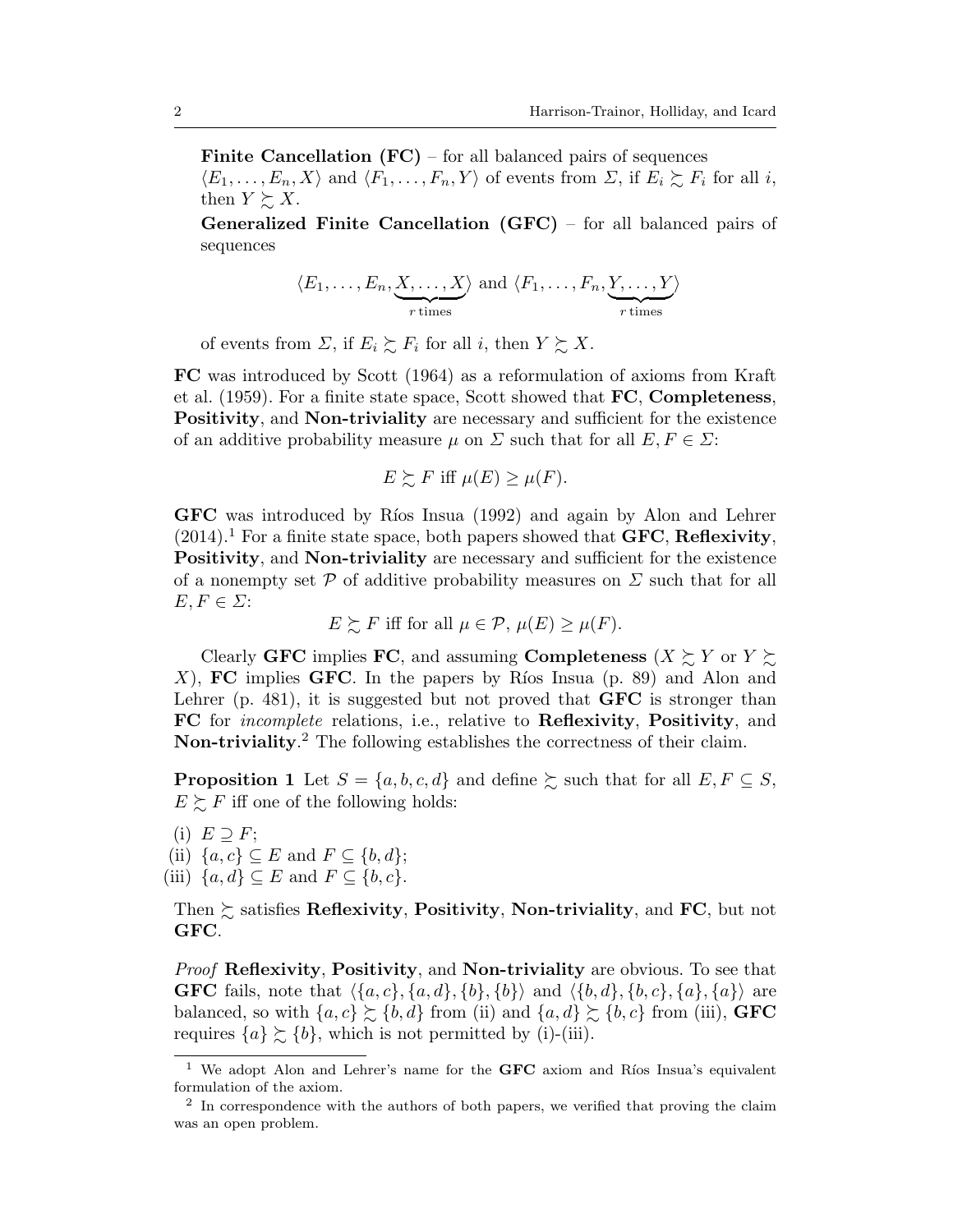**Finite Cancellation (FC)** – for all balanced pairs of sequences $\langle E_1, \ldots, E_n, X\rangle$ and $\langle F_1, \ldots, F_n, Y\rangle$ of events from $\Sigma$, if $E_i \succsim F_i$ for all $i$, then $Y \succsim X$.

**Generalized Finite Cancellation (GFC)** – for all balanced pairs of sequences

$$\langle E_1, \ldots, E_n, \underbrace{X, \ldots, X}_{r \text{ times}}\rangle \text{ and } \langle F_1, \ldots, F_n, \underbrace{Y, \ldots, Y}_{r \text{ times}}\rangle$$

of events from $\Sigma$, if $E_i \succsim F_i$ for all $i$, then $Y \succsim X$.

**FC** was introduced by Scott (1964) as a reformulation of axioms from Kraft et al. (1959). For a finite state space, Scott showed that **FC**, **Completeness**, **Positivity**, and **Non-triviality** are necessary and sufficient for the existence of an additive probability measure $\mu$ on $\Sigma$ such that for all $E, F \in \Sigma$:

$$E \succsim F \text{ iff } \mu(E) \geq \mu(F).$$

**GFC** was introduced by Ríos Insua (1992) and again by Alon and Lehrer (2014).[1] For a finite state space, both papers showed that **GFC**, **Reflexivity**, **Positivity**, and **Non-triviality** are necessary and sufficient for the existence of a nonempty set $\mathcal{P}$ of additive probability measures on $\Sigma$ such that for all $E, F \in \Sigma$:

$$E \succsim F \text{ iff for all } \mu \in \mathcal{P},\ \mu(E) \geq \mu(F).$$

Clearly **GFC** implies **FC**, and assuming **Completeness** ($X \succsim Y$ or $Y \succsim X$), **FC** implies **GFC**. In the papers by Ríos Insua (p. 89) and Alon and Lehrer (p. 481), it is suggested but not proved that **GFC** is stronger than **FC** for *incomplete* relations, i.e., relative to **Reflexivity**, **Positivity**, and **Non-triviality**.[2] The following establishes the correctness of their claim.

**Proposition 1** Let $S = \{a, b, c, d\}$ and define $\succsim$ such that for all $E, F \subseteq S$, $E \succsim F$ iff one of the following holds:

(i) $E \supseteq F$;
(ii) $\{a, c\} \subseteq E$ and $F \subseteq \{b, d\}$;
(iii) $\{a, d\} \subseteq E$ and $F \subseteq \{b, c\}$.

Then $\succsim$ satisfies **Reflexivity**, **Positivity**, **Non-triviality**, and **FC**, but not **GFC**.

*Proof* **Reflexivity**, **Positivity**, and **Non-triviality** are obvious. To see that **GFC** fails, note that $\langle\{a, c\}, \{a, d\}, \{b\}, \{b\}\rangle$ and $\langle\{b, d\}, \{b, c\}, \{a\}, \{a\}\rangle$ are balanced, so with $\{a, c\} \succsim \{b, d\}$ from (ii) and $\{a, d\} \succsim \{b, c\}$ from (iii), **GFC** requires $\{a\} \succsim \{b\}$, which is not permitted by (i)-(iii).

[1] We adopt Alon and Lehrer's name for the **GFC** axiom and Ríos Insua's equivalent formulation of the axiom.

[2] In correspondence with the authors of both papers, we verified that proving the claim was an open problem.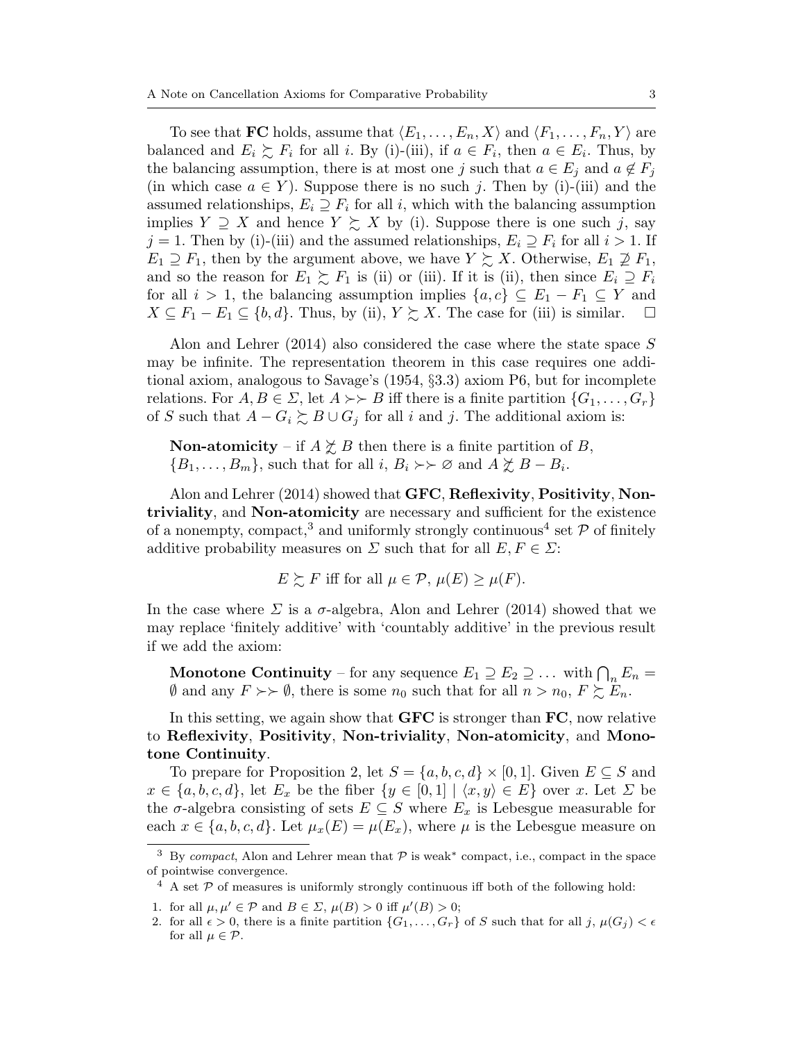To see that **FC** holds, assume that $\langle E_1, \dots, E_n, X\rangle$ and $\langle F_1, \dots, F_n, Y\rangle$ are balanced and $E_i \succsim F_i$ for all $i$. By (i)-(iii), if $a \in F_i$, then $a \in E_i$. Thus, by the balancing assumption, there is at most one $j$ such that $a \in E_j$ and $a \notin F_j$ (in which case $a \in Y$). Suppose there is no such $j$. Then by (i)-(iii) and the assumed relationships, $E_i \supseteq F_i$ for all $i$, which with the balancing assumption implies $Y \supseteq X$ and hence $Y \succsim X$ by (i). Suppose there is one such $j$, say $j = 1$. Then by (i)-(iii) and the assumed relationships, $E_i \supseteq F_i$ for all $i > 1$. If $E_1 \supseteq F_1$, then by the argument above, we have $Y \succsim X$. Otherwise, $E_1 \not\supseteq F_1$, and so the reason for $E_1 \succsim F_1$ is (ii) or (iii). If it is (ii), then since $E_i \supseteq F_i$ for all $i > 1$, the balancing assumption implies $\{a, c\} \subseteq E_1 - F_1 \subseteq Y$ and $X \subseteq F_1 - E_1 \subseteq \{b, d\}$. Thus, by (ii), $Y \succsim X$. The case for (iii) is similar. $\square$

Alon and Lehrer (2014) also considered the case where the state space $S$ may be infinite. The representation theorem in this case requires one additional axiom, analogous to Savage's (1954, §3.3) axiom P6, but for incomplete relations. For $A, B \in \Sigma$, let $A \succ\succ B$ iff there is a finite partition $\{G_1, \dots, G_r\}$ of $S$ such that $A - G_i \succsim B \cup G_j$ for all $i$ and $j$. The additional axiom is:

> **Non-atomicity** – if $A \not\succsim B$ then there is a finite partition of $B$, $\{B_1, \dots, B_m\}$, such that for all $i$, $B_i \succ\succ \varnothing$ and $A \not\succsim B - B_i$.

Alon and Lehrer (2014) showed that **GFC**, **Reflexivity**, **Positivity**, **Non-triviality**, and **Non-atomicity** are necessary and sufficient for the existence of a nonempty, compact,[3] and uniformly strongly continuous[4] set $\mathcal{P}$ of finitely additive probability measures on $\Sigma$ such that for all $E, F \in \Sigma$:

$$E \succsim F \text{ iff for all } \mu \in \mathcal{P},\ \mu(E) \geq \mu(F).$$

In the case where $\Sigma$ is a $\sigma$-algebra, Alon and Lehrer (2014) showed that we may replace 'finitely additive' with 'countably additive' in the previous result if we add the axiom:

> **Monotone Continuity** – for any sequence $E_1 \supseteq E_2 \supseteq \dots$ with $\bigcap_n E_n = \emptyset$ and any $F \succ\succ \emptyset$, there is some $n_0$ such that for all $n > n_0$, $F \succsim E_n$.

In this setting, we again show that **GFC** is stronger than **FC**, now relative to **Reflexivity**, **Positivity**, **Non-triviality**, **Non-atomicity**, and **Monotone Continuity**.

To prepare for Proposition 2, let $S = \{a, b, c, d\} \times [0, 1]$. Given $E \subseteq S$ and $x \in \{a, b, c, d\}$, let $E_x$ be the fiber $\{y \in [0, 1] \mid \langle x, y\rangle \in E\}$ over $x$. Let $\Sigma$ be the $\sigma$-algebra consisting of sets $E \subseteq S$ where $E_x$ is Lebesgue measurable for each $x \in \{a, b, c, d\}$. Let $\mu_x(E) = \mu(E_x)$, where $\mu$ is the Lebesgue measure on

---

[3] By *compact*, Alon and Lehrer mean that $\mathcal{P}$ is weak* compact, i.e., compact in the space of pointwise convergence.

[4] A set $\mathcal{P}$ of measures is uniformly strongly continuous iff both of the following hold:

1. for all $\mu, \mu' \in \mathcal{P}$ and $B \in \Sigma$, $\mu(B) > 0$ iff $\mu'(B) > 0$;
2. for all $\epsilon > 0$, there is a finite partition $\{G_1, \dots, G_r\}$ of $S$ such that for all $j$, $\mu(G_j) < \epsilon$ for all $\mu \in \mathcal{P}$.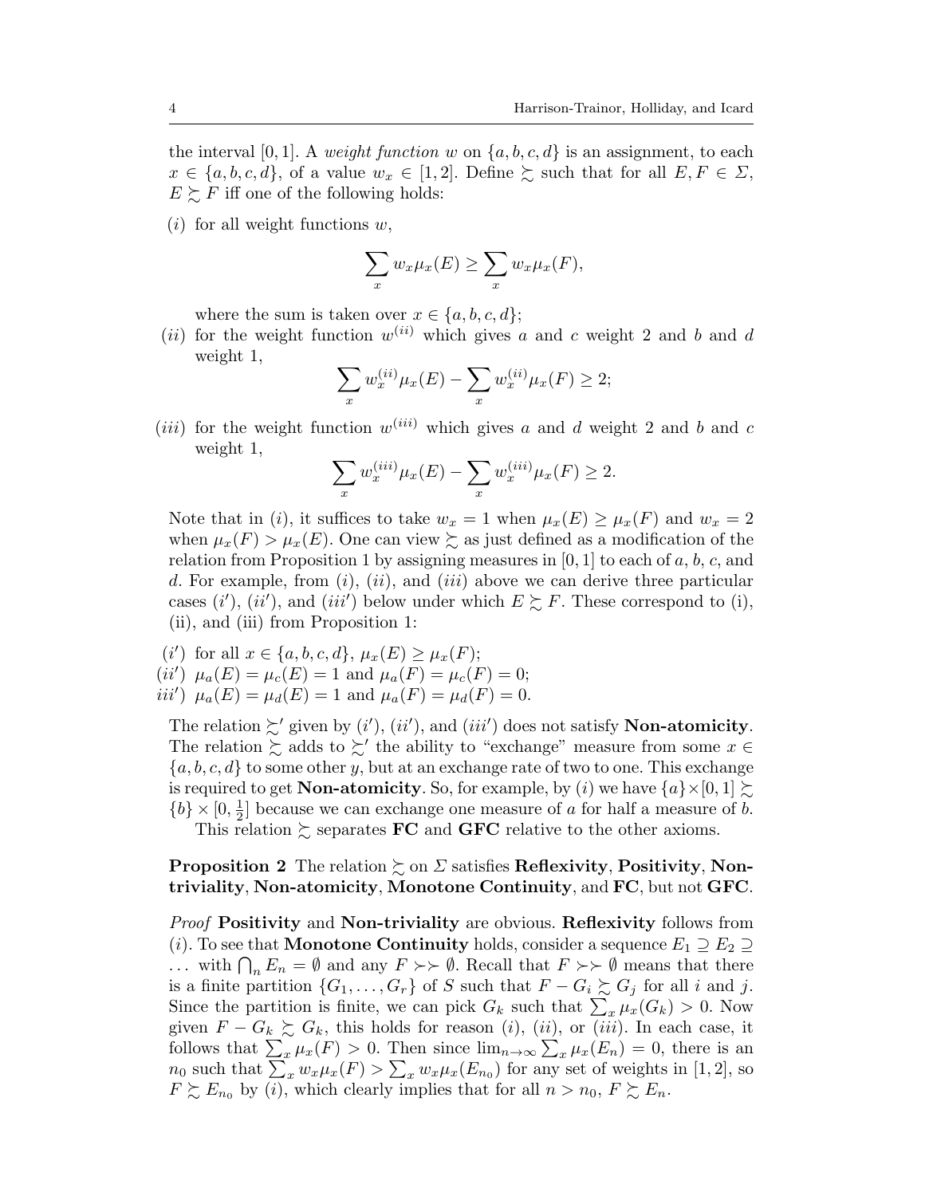the interval $[0, 1]$. A *weight function* $w$ on $\{a, b, c, d\}$ is an assignment, to each $x \in \{a, b, c, d\}$, of a value $w_x \in [1, 2]$. Define $\succsim$ such that for all $E, F \in \Sigma$, $E \succsim F$ iff one of the following holds:

($i$) for all weight functions $w$,

$$\sum_x w_x \mu_x(E) \geq \sum_x w_x \mu_x(F),$$

where the sum is taken over $x \in \{a, b, c, d\}$;

($ii$) for the weight function $w^{(ii)}$ which gives $a$ and $c$ weight 2 and $b$ and $d$ weight 1,

$$\sum_x w_x^{(ii)} \mu_x(E) - \sum_x w_x^{(ii)} \mu_x(F) \geq 2;$$

($iii$) for the weight function $w^{(iii)}$ which gives $a$ and $d$ weight 2 and $b$ and $c$ weight 1,

$$\sum_x w_x^{(iii)} \mu_x(E) - \sum_x w_x^{(iii)} \mu_x(F) \geq 2.$$

Note that in ($i$), it suffices to take $w_x = 1$ when $\mu_x(E) \geq \mu_x(F)$ and $w_x = 2$ when $\mu_x(F) > \mu_x(E)$. One can view $\succsim$ as just defined as a modification of the relation from Proposition 1 by assigning measures in $[0, 1]$ to each of $a$, $b$, $c$, and $d$. For example, from ($i$), ($ii$), and ($iii$) above we can derive three particular cases ($i'$), ($ii'$), and ($iii'$) below under which $E \succsim F$. These correspond to (i), (ii), and (iii) from Proposition 1:

($i'$) for all $x \in \{a, b, c, d\}$, $\mu_x(E) \geq \mu_x(F)$;
($ii'$) $\mu_a(E) = \mu_c(E) = 1$ and $\mu_a(F) = \mu_c(F) = 0$;
($iii'$) $\mu_a(E) = \mu_d(E) = 1$ and $\mu_a(F) = \mu_d(F) = 0$.

The relation $\succsim'$ given by ($i'$), ($ii'$), and ($iii'$) does not satisfy **Non-atomicity**. The relation $\succsim$ adds to $\succsim'$ the ability to "exchange" measure from some $x \in \{a, b, c, d\}$ to some other $y$, but at an exchange rate of two to one. This exchange is required to get **Non-atomicity**. So, for example, by ($i$) we have $\{a\} \times [0, 1] \succsim \{b\} \times [0, \frac{1}{2}]$ because we can exchange one measure of $a$ for half a measure of $b$.

This relation $\succsim$ separates **FC** and **GFC** relative to the other axioms.

**Proposition 2** The relation $\succsim$ on $\Sigma$ satisfies **Reflexivity**, **Positivity**, **Non-triviality**, **Non-atomicity**, **Monotone Continuity**, and **FC**, but not **GFC**.

*Proof* **Positivity** and **Non-triviality** are obvious. **Reflexivity** follows from ($i$). To see that **Monotone Continuity** holds, consider a sequence $E_1 \supseteq E_2 \supseteq \ldots$ with $\bigcap_n E_n = \emptyset$ and any $F \succ\succ \emptyset$. Recall that $F \succ\succ \emptyset$ means that there is a finite partition $\{G_1, \ldots, G_r\}$ of $S$ such that $F - G_i \succsim G_j$ for all $i$ and $j$. Since the partition is finite, we can pick $G_k$ such that $\sum_x \mu_x(G_k) > 0$. Now given $F - G_k \succsim G_k$, this holds for reason ($i$), ($ii$), or ($iii$). In each case, it follows that $\sum_x \mu_x(F) > 0$. Then since $\lim_{n\to\infty} \sum_x \mu_x(E_n) = 0$, there is an $n_0$ such that $\sum_x w_x \mu_x(F) > \sum_x w_x \mu_x(E_{n_0})$ for any set of weights in $[1, 2]$, so $F \succsim E_{n_0}$ by ($i$), which clearly implies that for all $n > n_0$, $F \succsim E_n$.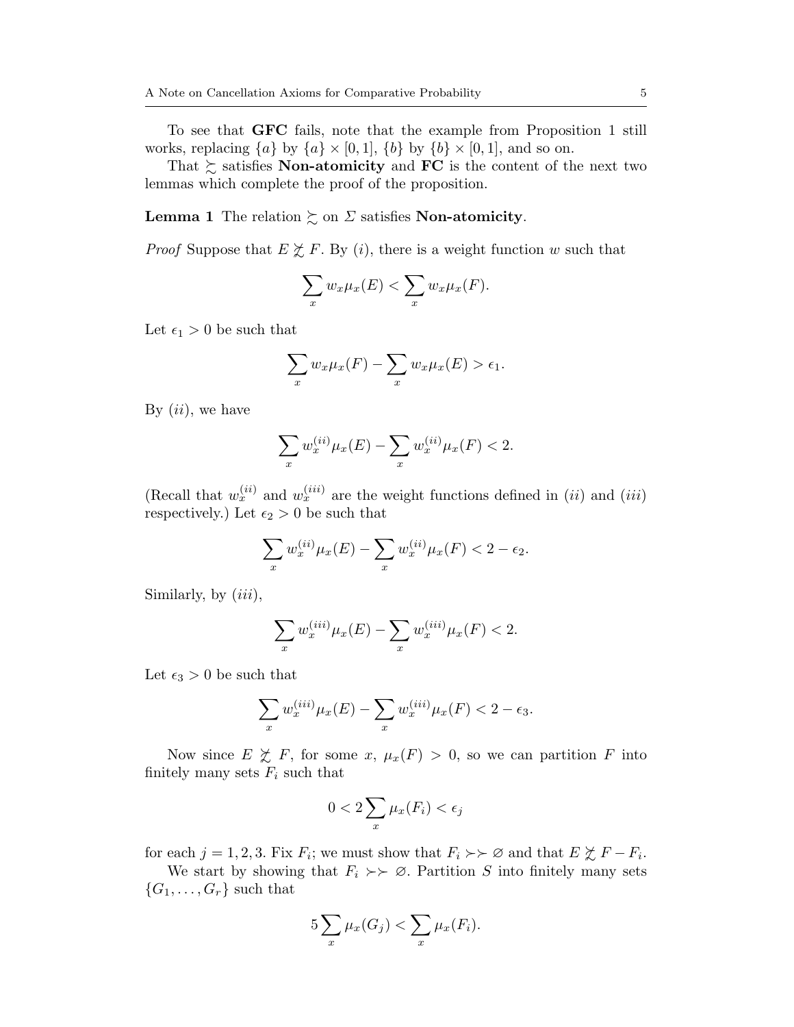To see that **GFC** fails, note that the example from Proposition 1 still works, replacing $\{a\}$ by $\{a\} \times [0,1]$, $\{b\}$ by $\{b\} \times [0,1]$, and so on.

That $\succsim$ satisfies **Non-atomicity** and **FC** is the content of the next two lemmas which complete the proof of the proposition.

**Lemma 1** The relation $\succsim$ on $\Sigma$ satisfies **Non-atomicity**.

*Proof* Suppose that $E \not\succsim F$. By $(i)$, there is a weight function $w$ such that

$$\sum_x w_x \mu_x(E) < \sum_x w_x \mu_x(F).$$

Let $\epsilon_1 > 0$ be such that

$$\sum_x w_x \mu_x(F) - \sum_x w_x \mu_x(E) > \epsilon_1.$$

By $(ii)$, we have

$$\sum_x w_x^{(ii)} \mu_x(E) - \sum_x w_x^{(ii)} \mu_x(F) < 2.$$

(Recall that $w_x^{(ii)}$ and $w_x^{(iii)}$ are the weight functions defined in $(ii)$ and $(iii)$ respectively.) Let $\epsilon_2 > 0$ be such that

$$\sum_x w_x^{(ii)} \mu_x(E) - \sum_x w_x^{(ii)} \mu_x(F) < 2 - \epsilon_2.$$

Similarly, by $(iii)$,

$$\sum_x w_x^{(iii)} \mu_x(E) - \sum_x w_x^{(iii)} \mu_x(F) < 2.$$

Let $\epsilon_3 > 0$ be such that

$$\sum_x w_x^{(iii)} \mu_x(E) - \sum_x w_x^{(iii)} \mu_x(F) < 2 - \epsilon_3.$$

Now since $E \not\succsim F$, for some $x$, $\mu_x(F) > 0$, so we can partition $F$ into finitely many sets $F_i$ such that

$$0 < 2 \sum_x \mu_x(F_i) < \epsilon_j$$

for each $j = 1, 2, 3$. Fix $F_i$; we must show that $F_i \succ\succ \varnothing$ and that $E \not\succsim F - F_i$.

We start by showing that $F_i \succ\succ \varnothing$. Partition $S$ into finitely many sets $\{G_1, \ldots, G_r\}$ such that

$$5 \sum_x \mu_x(G_j) < \sum_x \mu_x(F_i).$$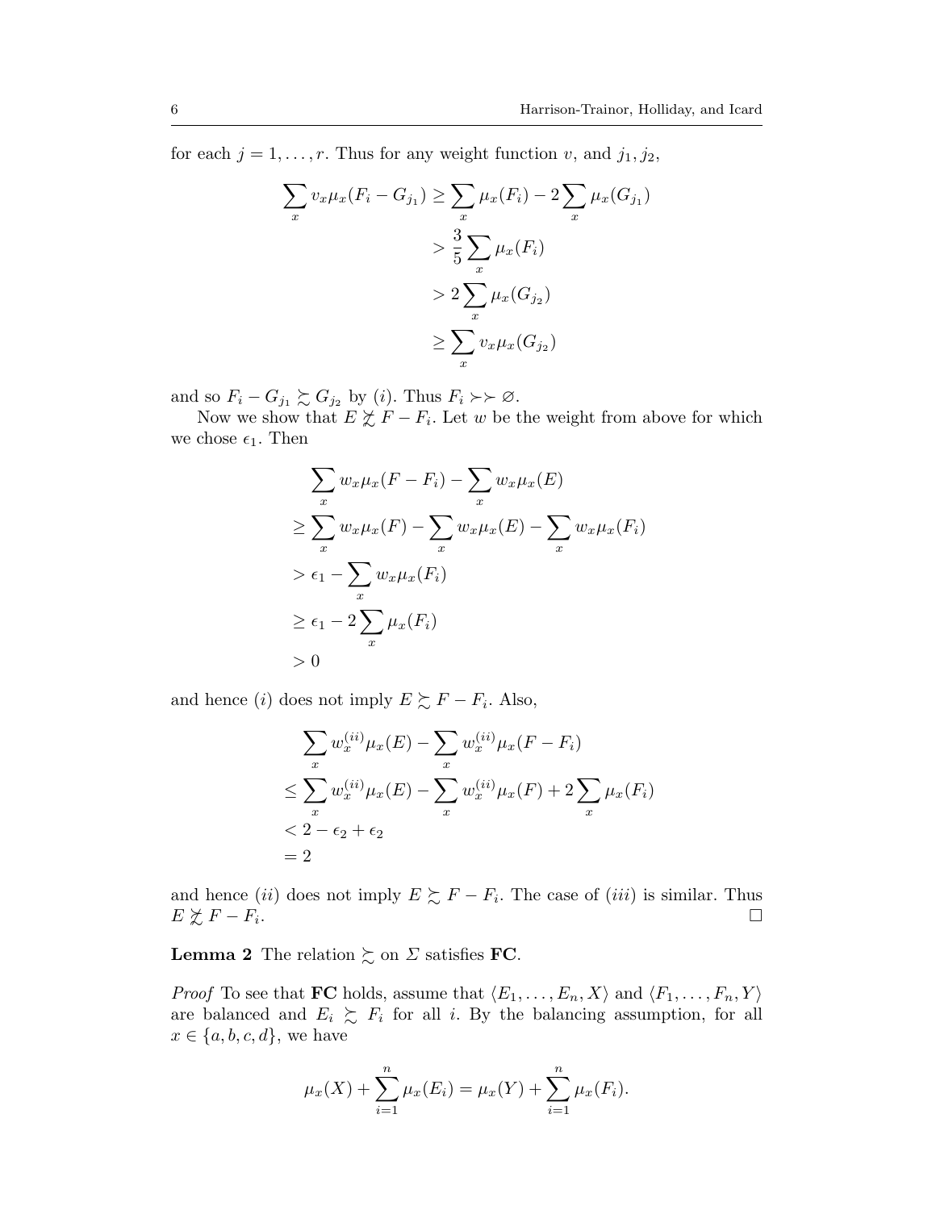for each $j = 1, \ldots, r$. Thus for any weight function $v$, and $j_1, j_2$,

$$\begin{aligned}
\sum_x v_x \mu_x(F_i - G_{j_1}) &\geq \sum_x \mu_x(F_i) - 2\sum_x \mu_x(G_{j_1}) \\
&> \frac{3}{5}\sum_x \mu_x(F_i) \\
&> 2\sum_x \mu_x(G_{j_2}) \\
&\geq \sum_x v_x \mu_x(G_{j_2})
\end{aligned}$$

and so $F_i - G_{j_1} \succsim G_{j_2}$ by $(i)$. Thus $F_i \succ\succ \varnothing$.

Now we show that $E \not\succsim F - F_i$. Let $w$ be the weight from above for which we chose $\epsilon_1$. Then

$$\begin{aligned}
&\sum_x w_x \mu_x(F - F_i) - \sum_x w_x \mu_x(E) \\
&\geq \sum_x w_x \mu_x(F) - \sum_x w_x \mu_x(E) - \sum_x w_x \mu_x(F_i) \\
&> \epsilon_1 - \sum_x w_x \mu_x(F_i) \\
&\geq \epsilon_1 - 2\sum_x \mu_x(F_i) \\
&> 0
\end{aligned}$$

and hence $(i)$ does not imply $E \succsim F - F_i$. Also,

$$\begin{aligned}
&\sum_x w_x^{(ii)} \mu_x(E) - \sum_x w_x^{(ii)} \mu_x(F - F_i) \\
&\leq \sum_x w_x^{(ii)} \mu_x(E) - \sum_x w_x^{(ii)} \mu_x(F) + 2\sum_x \mu_x(F_i) \\
&< 2 - \epsilon_2 + \epsilon_2 \\
&= 2
\end{aligned}$$

and hence $(ii)$ does not imply $E \succsim F - F_i$. The case of $(iii)$ is similar. Thus $E \not\succsim F - F_i$. $\square$

**Lemma 2** The relation $\succsim$ on $\Sigma$ satisfies **FC**.

*Proof* To see that **FC** holds, assume that $\langle E_1, \ldots, E_n, X\rangle$ and $\langle F_1, \ldots, F_n, Y\rangle$ are balanced and $E_i \succsim F_i$ for all $i$. By the balancing assumption, for all $x \in \{a, b, c, d\}$, we have

$$\mu_x(X) + \sum_{i=1}^{n} \mu_x(E_i) = \mu_x(Y) + \sum_{i=1}^{n} \mu_x(F_i).$$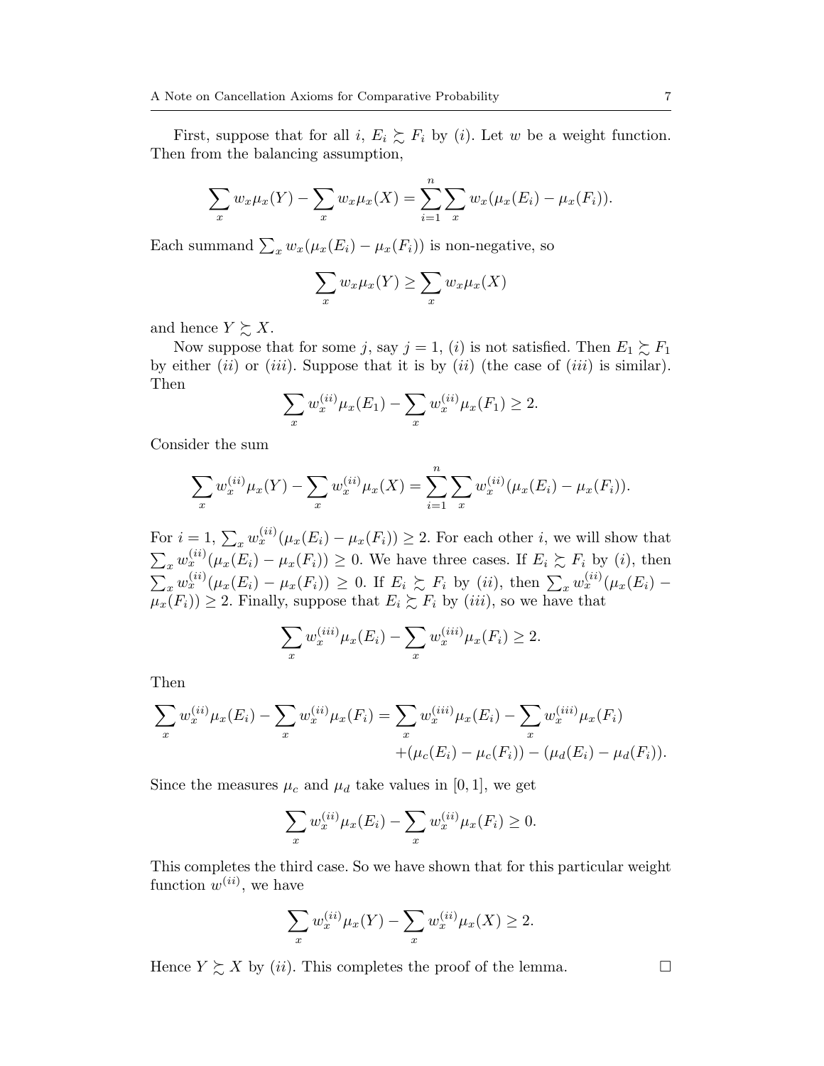First, suppose that for all $i$, $E_i \succsim F_i$ by $(i)$. Let $w$ be a weight function. Then from the balancing assumption,

$$\sum_x w_x \mu_x(Y) - \sum_x w_x \mu_x(X) = \sum_{i=1}^{n} \sum_x w_x(\mu_x(E_i) - \mu_x(F_i)).$$

Each summand $\sum_x w_x(\mu_x(E_i) - \mu_x(F_i))$ is non-negative, so

$$\sum_x w_x \mu_x(Y) \geq \sum_x w_x \mu_x(X)$$

and hence $Y \succsim X$.

Now suppose that for some $j$, say $j = 1$, $(i)$ is not satisfied. Then $E_1 \succsim F_1$ by either $(ii)$ or $(iii)$. Suppose that it is by $(ii)$ (the case of $(iii)$ is similar). Then

$$\sum_x w_x^{(ii)} \mu_x(E_1) - \sum_x w_x^{(ii)} \mu_x(F_1) \geq 2.$$

Consider the sum

$$\sum_x w_x^{(ii)} \mu_x(Y) - \sum_x w_x^{(ii)} \mu_x(X) = \sum_{i=1}^{n} \sum_x w_x^{(ii)}(\mu_x(E_i) - \mu_x(F_i)).$$

For $i = 1$, $\sum_x w_x^{(ii)}(\mu_x(E_i) - \mu_x(F_i)) \geq 2$. For each other $i$, we will show that $\sum_x w_x^{(ii)}(\mu_x(E_i) - \mu_x(F_i)) \geq 0$. We have three cases. If $E_i \succsim F_i$ by $(i)$, then $\sum_x w_x^{(ii)}(\mu_x(E_i) - \mu_x(F_i)) \geq 0$. If $E_i \succsim F_i$ by $(ii)$, then $\sum_x w_x^{(ii)}(\mu_x(E_i) - \mu_x(F_i)) \geq 2$. Finally, suppose that $E_i \succsim F_i$ by $(iii)$, so we have that

$$\sum_x w_x^{(iii)} \mu_x(E_i) - \sum_x w_x^{(iii)} \mu_x(F_i) \geq 2.$$

Then

$$\begin{aligned}\sum_x w_x^{(ii)} \mu_x(E_i) - \sum_x w_x^{(ii)} \mu_x(F_i) = &\sum_x w_x^{(iii)} \mu_x(E_i) - \sum_x w_x^{(iii)} \mu_x(F_i) \\ &+ (\mu_c(E_i) - \mu_c(F_i)) - (\mu_d(E_i) - \mu_d(F_i)).\end{aligned}$$

Since the measures $\mu_c$ and $\mu_d$ take values in $[0,1]$, we get

$$\sum_x w_x^{(ii)} \mu_x(E_i) - \sum_x w_x^{(ii)} \mu_x(F_i) \geq 0.$$

This completes the third case. So we have shown that for this particular weight function $w^{(ii)}$, we have

$$\sum_x w_x^{(ii)} \mu_x(Y) - \sum_x w_x^{(ii)} \mu_x(X) \geq 2.$$

Hence $Y \succsim X$ by $(ii)$. This completes the proof of the lemma. □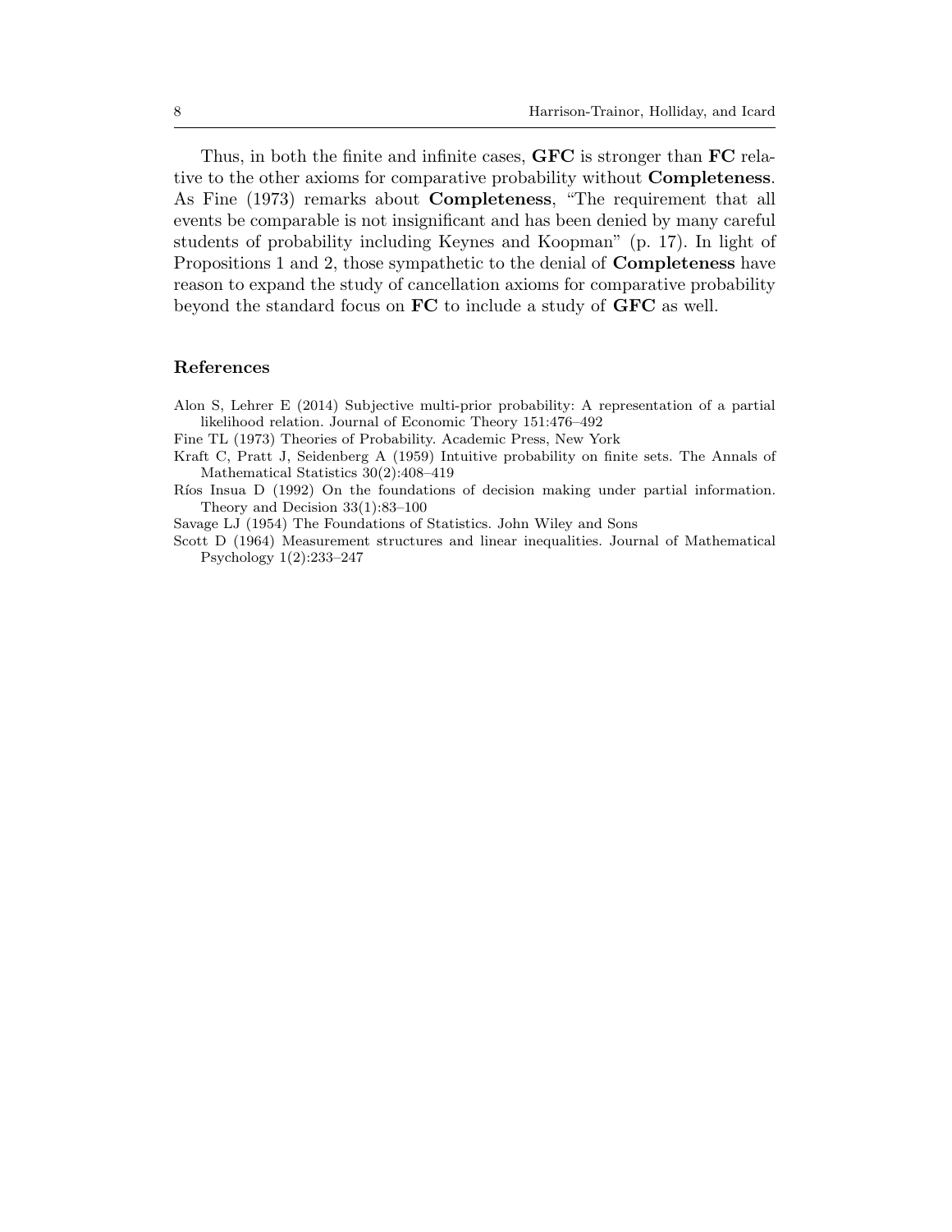Thus, in both the finite and infinite cases, **GFC** is stronger than **FC** relative to the other axioms for comparative probability without **Completeness**. As Fine (1973) remarks about **Completeness**, "The requirement that all events be comparable is not insignificant and has been denied by many careful students of probability including Keynes and Koopman" (p. 17). In light of Propositions 1 and 2, those sympathetic to the denial of **Completeness** have reason to expand the study of cancellation axioms for comparative probability beyond the standard focus on **FC** to include a study of **GFC** as well.

## References

Alon S, Lehrer E (2014) Subjective multi-prior probability: A representation of a partial likelihood relation. Journal of Economic Theory 151:476–492

Fine TL (1973) Theories of Probability. Academic Press, New York

Kraft C, Pratt J, Seidenberg A (1959) Intuitive probability on finite sets. The Annals of Mathematical Statistics 30(2):408–419

Ríos Insua D (1992) On the foundations of decision making under partial information. Theory and Decision 33(1):83–100

Savage LJ (1954) The Foundations of Statistics. John Wiley and Sons

Scott D (1964) Measurement structures and linear inequalities. Journal of Mathematical Psychology 1(2):233–247